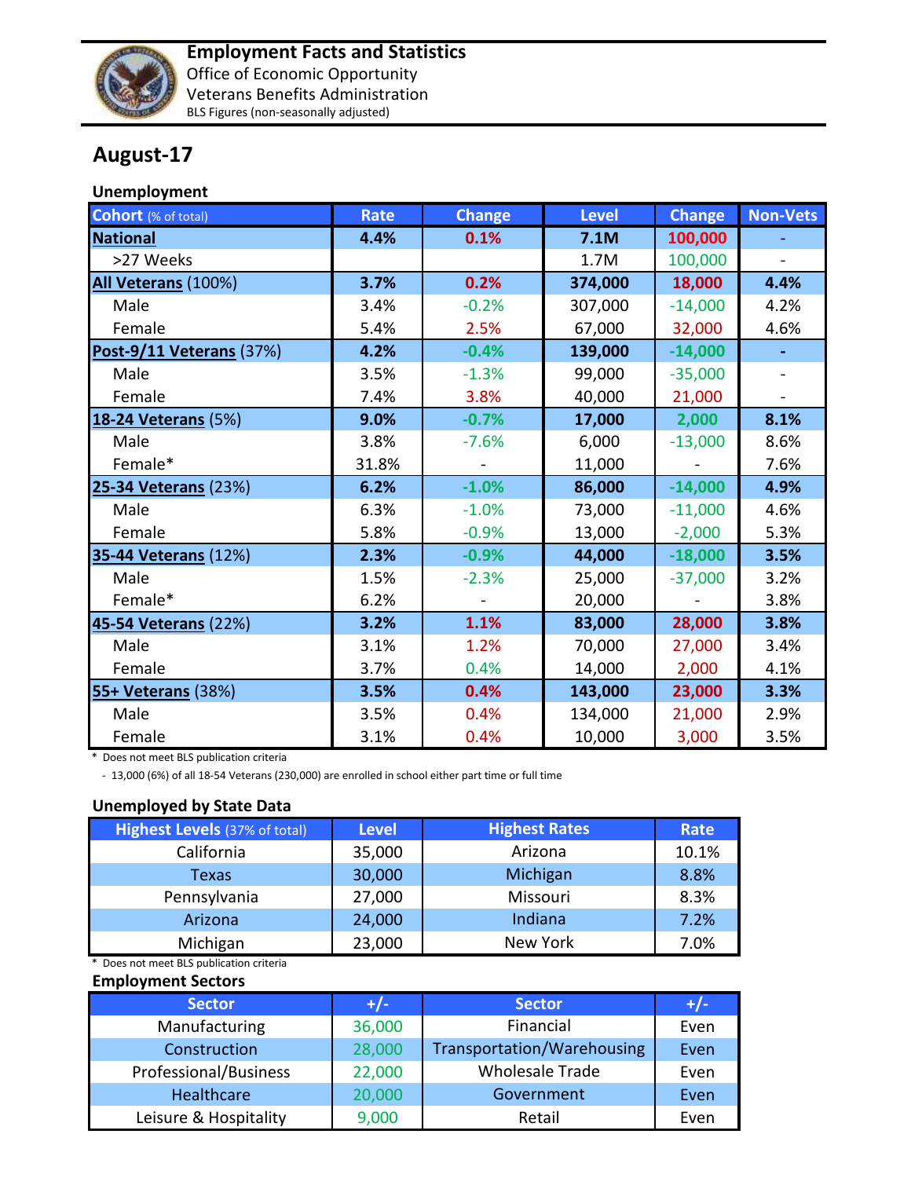# Employment Facts and Statistics

Office of Economic Opportunity
Veterans Benefits Administration
BLS Figures (non-seasonally adjusted)

## August-17

### Unemployment

| Cohort (% of total) | Rate | Change | Level | Change | Non-Vets |
|---|---|---|---|---|---|
| **National** | **4.4%** | **0.1%** | **7.1M** | **100,000** | - |
| >27 Weeks | | | 1.7M | 100,000 | - |
| **All Veterans** (100%) | **3.7%** | **0.2%** | **374,000** | **18,000** | **4.4%** |
| Male | 3.4% | -0.2% | 307,000 | -14,000 | 4.2% |
| Female | 5.4% | 2.5% | 67,000 | 32,000 | 4.6% |
| **Post-9/11 Veterans** (37%) | **4.2%** | **-0.4%** | **139,000** | **-14,000** | **-** |
| Male | 3.5% | -1.3% | 99,000 | -35,000 | - |
| Female | 7.4% | 3.8% | 40,000 | 21,000 | - |
| **18-24 Veterans** (5%) | **9.0%** | **-0.7%** | **17,000** | **2,000** | **8.1%** |
| Male | 3.8% | -7.6% | 6,000 | -13,000 | 8.6% |
| Female* | 31.8% | - | 11,000 | - | 7.6% |
| **25-34 Veterans** (23%) | **6.2%** | **-1.0%** | **86,000** | **-14,000** | **4.9%** |
| Male | 6.3% | -1.0% | 73,000 | -11,000 | 4.6% |
| Female | 5.8% | -0.9% | 13,000 | -2,000 | 5.3% |
| **35-44 Veterans** (12%) | **2.3%** | **-0.9%** | **44,000** | **-18,000** | **3.5%** |
| Male | 1.5% | -2.3% | 25,000 | -37,000 | 3.2% |
| Female* | 6.2% | - | 20,000 | - | 3.8% |
| **45-54 Veterans** (22%) | **3.2%** | **1.1%** | **83,000** | **28,000** | **3.8%** |
| Male | 3.1% | 1.2% | 70,000 | 27,000 | 3.4% |
| Female | 3.7% | 0.4% | 14,000 | 2,000 | 4.1% |
| **55+ Veterans** (38%) | **3.5%** | **0.4%** | **143,000** | **23,000** | **3.3%** |
| Male | 3.5% | 0.4% | 134,000 | 21,000 | 2.9% |
| Female | 3.1% | 0.4% | 10,000 | 3,000 | 3.5% |

\* Does not meet BLS publication criteria

- 13,000 (6%) of all 18-54 Veterans (230,000) are enrolled in school either part time or full time

### Unemployed by State Data

| Highest Levels (37% of total) | Level | Highest Rates | Rate |
|---|---|---|---|
| California | 35,000 | Arizona | 10.1% |
| Texas | 30,000 | Michigan | 8.8% |
| Pennsylvania | 27,000 | Missouri | 8.3% |
| Arizona | 24,000 | Indiana | 7.2% |
| Michigan | 23,000 | New York | 7.0% |

\* Does not meet BLS publication criteria

### Employment Sectors

| Sector | +/- | Sector | +/- |
|---|---|---|---|
| Manufacturing | 36,000 | Financial | Even |
| Construction | 28,000 | Transportation/Warehousing | Even |
| Professional/Business | 22,000 | Wholesale Trade | Even |
| Healthcare | 20,000 | Government | Even |
| Leisure & Hospitality | 9,000 | Retail | Even |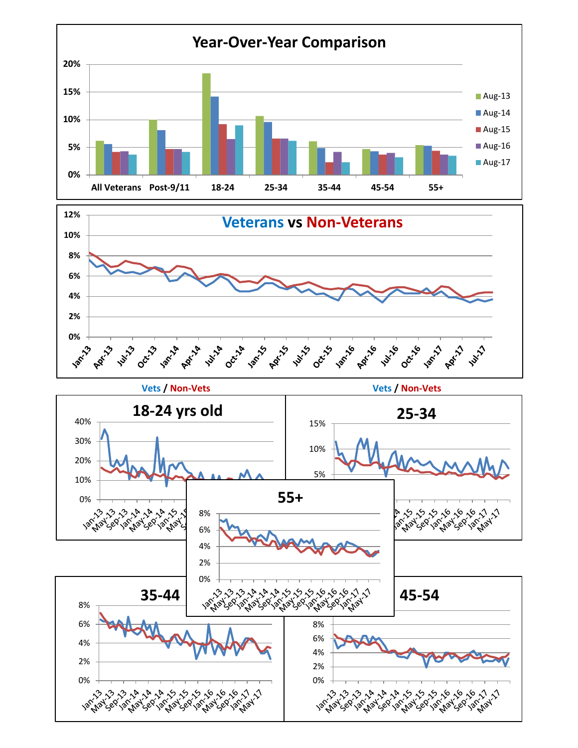## Year-Over-Year Comparison

20%
15%
10%
5%
0%

All Veterans
Post-9/11
18-24
25-34
35-44
45-54
55+

Aug-13
Aug-14
Aug-15
Aug-16
Aug-17

## Veterans vs Non-Veterans

12%
10%
8%
6%
4%
2%
0%

Jan-13
Apr-13
Jul-13
Oct-13
Jan-14
Apr-14
Jul-14
Oct-14
Jan-15
Apr-15
Jul-15
Oct-15
Jan-16
Apr-16
Jul-16
Oct-16
Jan-17
Apr-17
Jul-17

Vets / Non-Vets

## 18-24 yrs old

40%
30%
20%
10%
0%

Jan-13
May-13
Sep-13
Jan-14
May-14
Sep-14
Jan-15
May-15

Vets / Non-Vets

## 25-34

15%
10%
5%

Jan-15
May-15
Sep-15
Jan-16
May-16
Sep-16
Jan-17
May-17

## 55+

8%
6%
4%
2%
0%

Jan-13
May-13
Sep-13
Jan-14
May-14
Sep-14
Jan-15
May-15
Sep-15
Jan-16
May-16
Sep-16
Jan-17
May-17

## 35-44

8%
6%
4%
2%
0%

Jan-13
May-13
Sep-13
Jan-14
May-14
Sep-14
Jan-15
May-15
Sep-15
Jan-16
May-16
Sep-16
Jan-17
May-17

## 45-54

8%
6%
4%
2%
0%

Jan-13
May-13
Sep-13
Jan-14
May-14
Sep-14
Jan-15
May-15
Sep-15
Jan-16
May-16
Sep-16
Jan-17
May-17